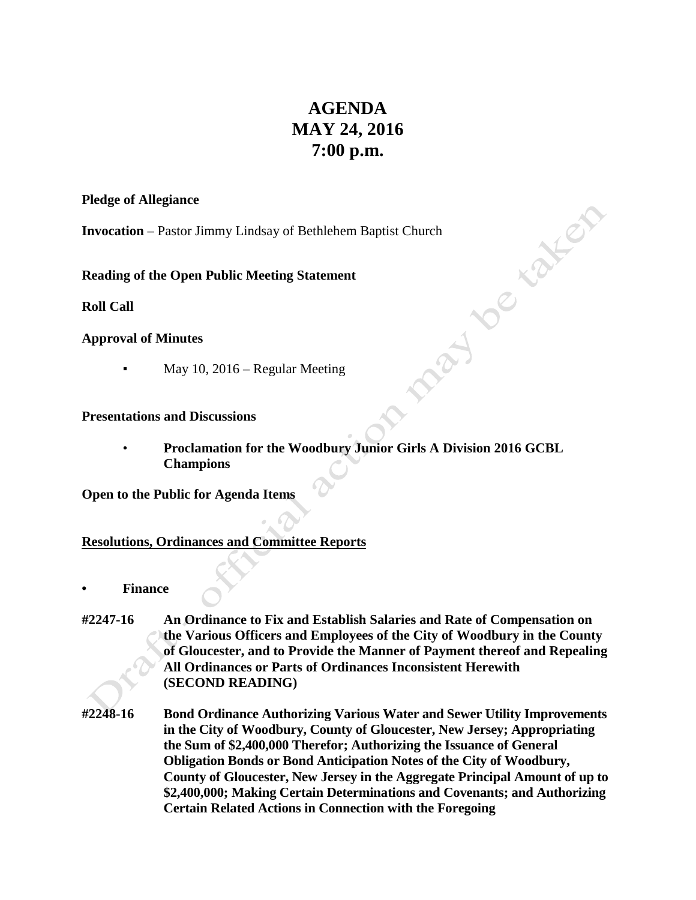# AGENDA
# MAY 24, 2016
# 7:00 p.m.

**Pledge of Allegiance**

**Invocation** – Pastor Jimmy Lindsay of Bethlehem Baptist Church

**Reading of the Open Public Meeting Statement**

**Roll Call**

**Approval of Minutes**

- May 10, 2016 – Regular Meeting

**Presentations and Discussions**

- **Proclamation for the Woodbury Junior Girls A Division 2016 GCBL Champions**

**Open to the Public for Agenda Items**

**Resolutions, Ordinances and Committee Reports**

- **Finance**

**#2247-16** **An Ordinance to Fix and Establish Salaries and Rate of Compensation on the Various Officers and Employees of the City of Woodbury in the County of Gloucester, and to Provide the Manner of Payment thereof and Repealing All Ordinances or Parts of Ordinances Inconsistent Herewith (SECOND READING)**

**#2248-16** **Bond Ordinance Authorizing Various Water and Sewer Utility Improvements in the City of Woodbury, County of Gloucester, New Jersey; Appropriating the Sum of $2,400,000 Therefor; Authorizing the Issuance of General Obligation Bonds or Bond Anticipation Notes of the City of Woodbury, County of Gloucester, New Jersey in the Aggregate Principal Amount of up to $2,400,000; Making Certain Determinations and Covenants; and Authorizing Certain Related Actions in Connection with the Foregoing**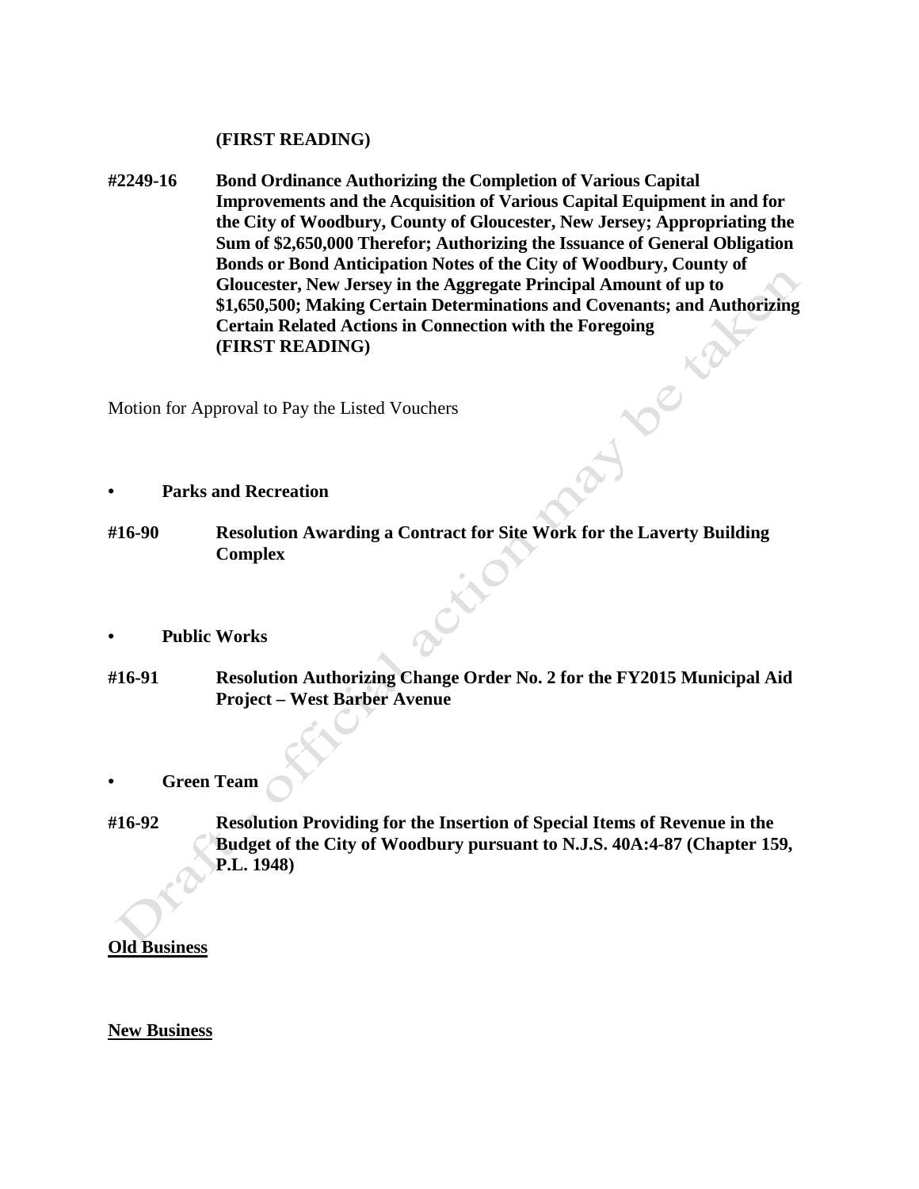**(FIRST READING)**

**#2249-16** **Bond Ordinance Authorizing the Completion of Various Capital Improvements and the Acquisition of Various Capital Equipment in and for the City of Woodbury, County of Gloucester, New Jersey; Appropriating the Sum of $2,650,000 Therefor; Authorizing the Issuance of General Obligation Bonds or Bond Anticipation Notes of the City of Woodbury, County of Gloucester, New Jersey in the Aggregate Principal Amount of up to $1,650,500; Making Certain Determinations and Covenants; and Authorizing Certain Related Actions in Connection with the Foregoing (FIRST READING)**

Motion for Approval to Pay the Listed Vouchers

- **Parks and Recreation**

**#16-90** **Resolution Awarding a Contract for Site Work for the Laverty Building Complex**

- **Public Works**

**#16-91** **Resolution Authorizing Change Order No. 2 for the FY2015 Municipal Aid Project – West Barber Avenue**

- **Green Team**

**#16-92** **Resolution Providing for the Insertion of Special Items of Revenue in the Budget of the City of Woodbury pursuant to N.J.S. 40A:4-87 (Chapter 159, P.L. 1948)**

**Old Business**

**New Business**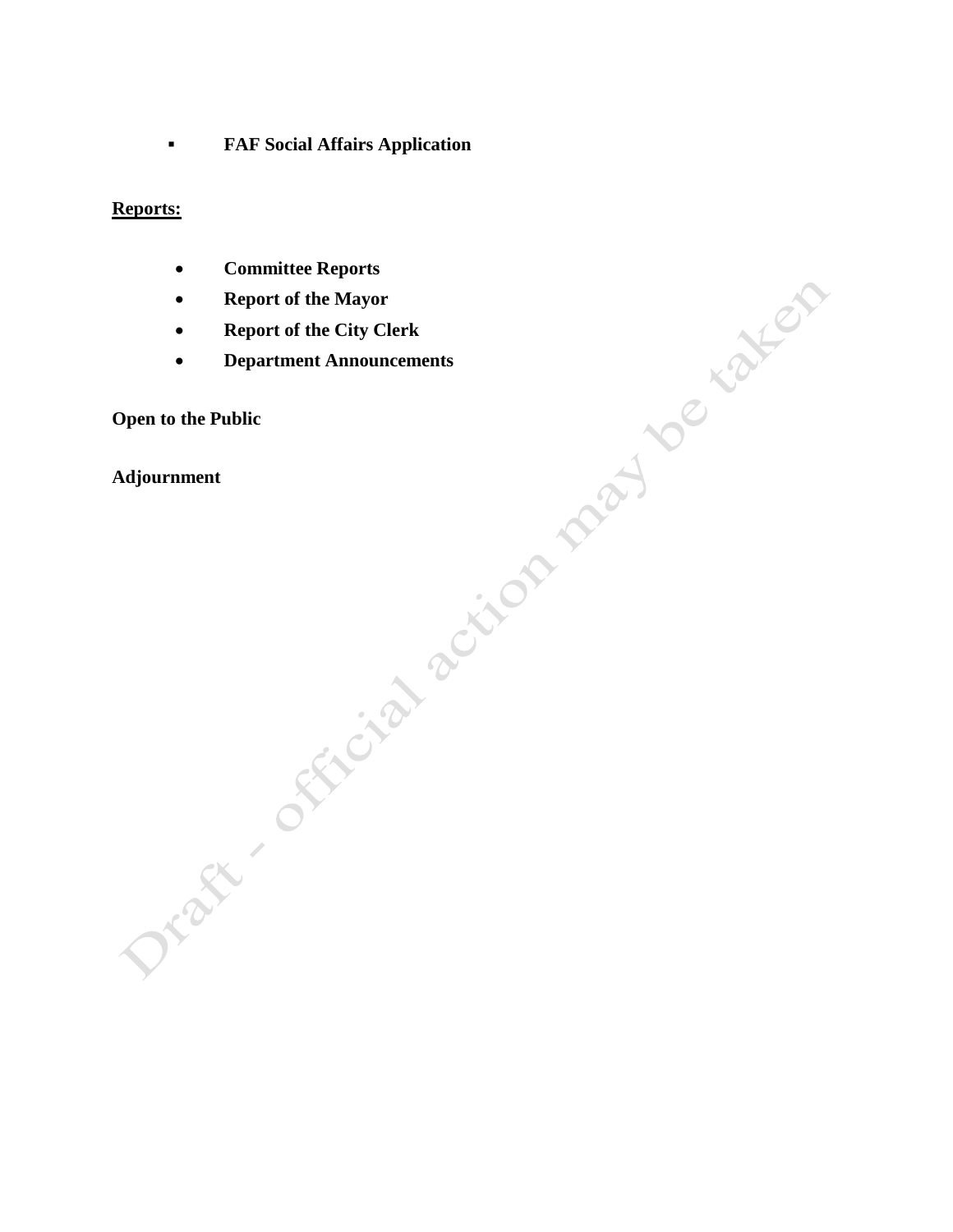- **FAF Social Affairs Application**

**Reports:**

- **Committee Reports**
- **Report of the Mayor**
- **Report of the City Clerk**
- **Department Announcements**

**Open to the Public**

**Adjournment**

Draft - official action may be taken